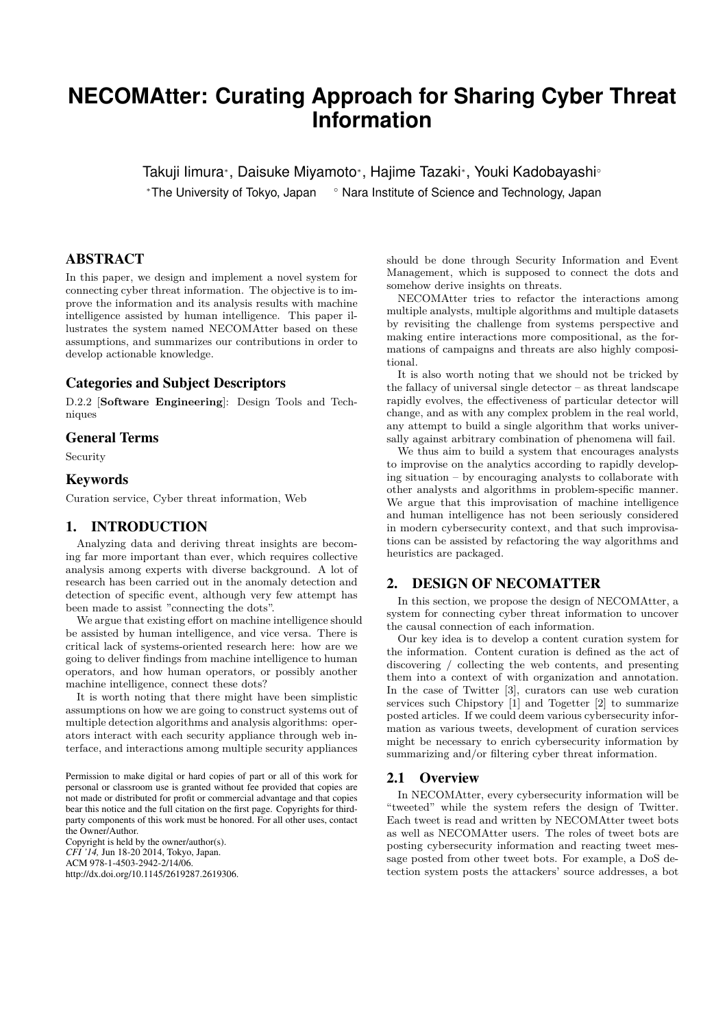# NECOMAtter: Curating Approach for Sharing Cyber Threat Information

Takuji Iimura*, Daisuke Miyamoto*, Hajime Tazaki*, Youki Kadobayashi°

*The University of Tokyo, Japan ° Nara Institute of Science and Technology, Japan

## ABSTRACT

In this paper, we design and implement a novel system for connecting cyber threat information. The objective is to improve the information and its analysis results with machine intelligence assisted by human intelligence. This paper illustrates the system named NECOMAtter based on these assumptions, and summarizes our contributions in order to develop actionable knowledge.

## Categories and Subject Descriptors

D.2.2 [**Software Engineering**]: Design Tools and Techniques

## General Terms

Security

## Keywords

Curation service, Cyber threat information, Web

## 1. INTRODUCTION

Analyzing data and deriving threat insights are becoming far more important than ever, which requires collective analysis among experts with diverse background. A lot of research has been carried out in the anomaly detection and detection of specific event, although very few attempt has been made to assist "connecting the dots".

We argue that existing effort on machine intelligence should be assisted by human intelligence, and vice versa. There is critical lack of systems-oriented research here: how are we going to deliver findings from machine intelligence to human operators, and how human operators, or possibly another machine intelligence, connect these dots?

It is worth noting that there might have been simplistic assumptions on how we are going to construct systems out of multiple detection algorithms and analysis algorithms: operators interact with each security appliance through web interface, and interactions among multiple security appliances should be done through Security Information and Event Management, which is supposed to connect the dots and somehow derive insights on threats.

NECOMAtter tries to refactor the interactions among multiple analysts, multiple algorithms and multiple datasets by revisiting the challenge from systems perspective and making entire interactions more compositional, as the formations of campaigns and threats are also highly compositional.

It is also worth noting that we should not be tricked by the fallacy of universal single detector – as threat landscape rapidly evolves, the effectiveness of particular detector will change, and as with any complex problem in the real world, any attempt to build a single algorithm that works universally against arbitrary combination of phenomena will fail.

We thus aim to build a system that encourages analysts to improvise on the analytics according to rapidly developing situation – by encouraging analysts to collaborate with other analysts and algorithms in problem-specific manner. We argue that this improvisation of machine intelligence and human intelligence has not been seriously considered in modern cybersecurity context, and that such improvisations can be assisted by refactoring the way algorithms and heuristics are packaged.

## 2. DESIGN OF NECOMATTER

In this section, we propose the design of NECOMAtter, a system for connecting cyber threat information to uncover the causal connection of each information.

Our key idea is to develop a content curation system for the information. Content curation is defined as the act of discovering / collecting the web contents, and presenting them into a context of with organization and annotation. In the case of Twitter [3], curators can use web curation services such Chipstory [1] and Togetter [2] to summarize posted articles. If we could deem various cybersecurity information as various tweets, development of curation services might be necessary to enrich cybersecurity information by summarizing and/or filtering cyber threat information.

### 2.1 Overview

In NECOMAtter, every cybersecurity information will be "tweeted" while the system refers the design of Twitter. Each tweet is read and written by NECOMAtter tweet bots as well as NECOMAtter users. The roles of tweet bots are posting cybersecurity information and reacting tweet message posted from other tweet bots. For example, a DoS detection system posts the attackers' source addresses, a bot

Permission to make digital or hard copies of part or all of this work for personal or classroom use is granted without fee provided that copies are not made or distributed for profit or commercial advantage and that copies bear this notice and the full citation on the first page. Copyrights for third-party components of this work must be honored. For all other uses, contact the Owner/Author.
Copyright is held by the owner/author(s).
*CFI '14,* Jun 18-20 2014, Tokyo, Japan.
ACM 978-1-4503-2942-2/14/06.
http://dx.doi.org/10.1145/2619287.2619306.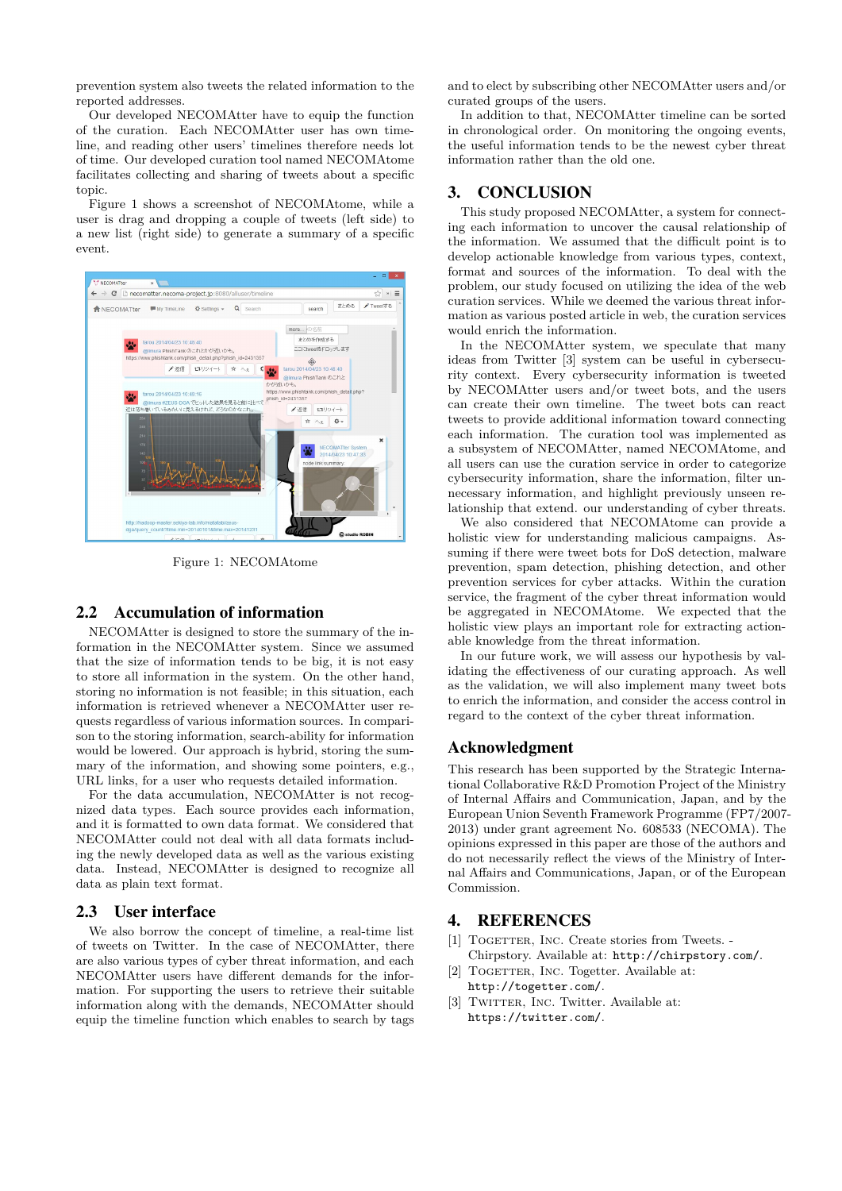prevention system also tweets the related information to the reported addresses.

Our developed NECOMAtter have to equip the function of the curation. Each NECOMAtter user has own timeline, and reading other users' timelines therefore needs lot of time. Our developed curation tool named NECOMAtome facilitates collecting and sharing of tweets about a specific topic.

Figure 1 shows a screenshot of NECOMAtome, while a user is drag and dropping a couple of tweets (left side) to a new list (right side) to generate a summary of a specific event.

Figure 1: NECOMAtome

## 2.2 Accumulation of information

NECOMAtter is designed to store the summary of the information in the NECOMAtter system. Since we assumed that the size of information tends to be big, it is not easy to store all information in the system. On the other hand, storing no information is not feasible; in this situation, each information is retrieved whenever a NECOMAtter user requests regardless of various information sources. In comparison to the storing information, search-ability for information would be lowered. Our approach is hybrid, storing the summary of the information, and showing some pointers, e.g., URL links, for a user who requests detailed information.

For the data accumulation, NECOMAtter is not recognized data types. Each source provides each information, and it is formatted to own data format. We considered that NECOMAtter could not deal with all data formats including the newly developed data as well as the various existing data. Instead, NECOMAtter is designed to recognize all data as plain text format.

## 2.3 User interface

We also borrow the concept of timeline, a real-time list of tweets on Twitter. In the case of NECOMAtter, there are also various types of cyber threat information, and each NECOMAtter users have different demands for the information. For supporting the users to retrieve their suitable information along with the demands, NECOMAtter should equip the timeline function which enables to search by tags and to elect by subscribing other NECOMAtter users and/or curated groups of the users.

In addition to that, NECOMAtter timeline can be sorted in chronological order. On monitoring the ongoing events, the useful information tends to be the newest cyber threat information rather than the old one.

# 3. CONCLUSION

This study proposed NECOMAtter, a system for connecting each information to uncover the causal relationship of the information. We assumed that the difficult point is to develop actionable knowledge from various types, context, format and sources of the information. To deal with the problem, our study focused on utilizing the idea of the web curation services. While we deemed the various threat information as various posted article in web, the curation services would enrich the information.

In the NECOMAtter system, we speculate that many ideas from Twitter [3] system can be useful in cybersecurity context. Every cybersecurity information is tweeted by NECOMAtter users and/or tweet bots, and the users can create their own timeline. The tweet bots can react tweets to provide additional information toward connecting each information. The curation tool was implemented as a subsystem of NECOMAtter, named NECOMAtome, and all users can use the curation service in order to categorize cybersecurity information, share the information, filter unnecessary information, and highlight previously unseen relationship that extend. our understanding of cyber threats.

We also considered that NECOMAtome can provide a holistic view for understanding malicious campaigns. Assuming if there were tweet bots for DoS detection, malware prevention, spam detection, phishing detection, and other prevention services for cyber attacks. Within the curation service, the fragment of the cyber threat information would be aggregated in NECOMAtome. We expected that the holistic view plays an important role for extracting actionable knowledge from the threat information.

In our future work, we will assess our hypothesis by validating the effectiveness of our curating approach. As well as the validation, we will also implement many tweet bots to enrich the information, and consider the access control in regard to the context of the cyber threat information.

## Acknowledgment

This research has been supported by the Strategic International Collaborative R&D Promotion Project of the Ministry of Internal Affairs and Communication, Japan, and by the European Union Seventh Framework Programme (FP7/2007-2013) under grant agreement No. 608533 (NECOMA). The opinions expressed in this paper are those of the authors and do not necessarily reflect the views of the Ministry of Internal Affairs and Communications, Japan, or of the European Commission.

# 4. REFERENCES

[1] Togetter, Inc. Create stories from Tweets. - Chirpstory. Available at: `http://chirpstory.com/`.

[2] Togetter, Inc. Togetter. Available at: `http://togetter.com/`.

[3] Twitter, Inc. Twitter. Available at: `https://twitter.com/`.